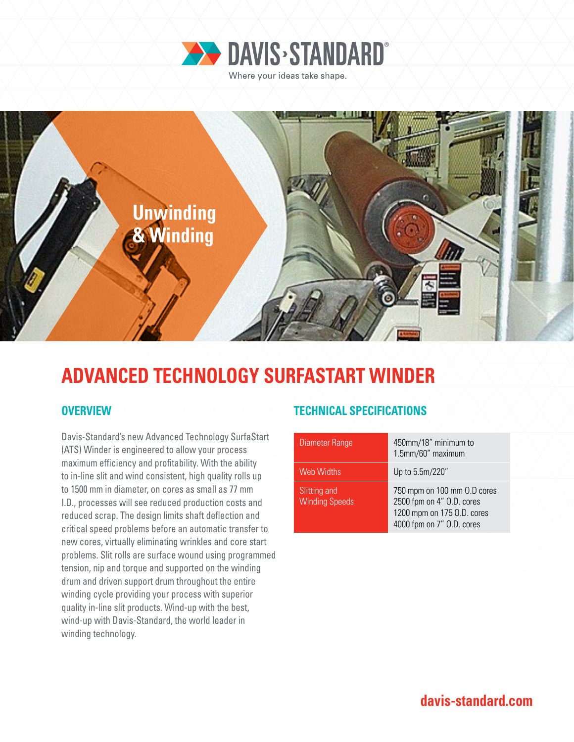# DAVIS·STANDARD

Where your ideas take shape.

Unwinding & Winding

## ADVANCED TECHNOLOGY SURFASTART WINDER

### OVERVIEW

Davis-Standard's new Advanced Technology SurfaStart (ATS) Winder is engineered to allow your process maximum efficiency and profitability. With the ability to in-line slit and wind consistent, high quality rolls up to 1500 mm in diameter, on cores as small as 77 mm I.D., processes will see reduced production costs and reduced scrap. The design limits shaft deflection and critical speed problems before an automatic transfer to new cores, virtually eliminating wrinkles and core start problems. Slit rolls are surface wound using programmed tension, nip and torque and supported on the winding drum and driven support drum throughout the entire winding cycle providing your process with superior quality in-line slit products. Wind-up with the best, wind-up with Davis-Standard, the world leader in winding technology.

### TECHNICAL SPECIFICATIONS

| | |
|---|---|
| Diameter Range | 450mm/18" minimum to 1.5mm/60" maximum |
| Web Widths | Up to 5.5m/220" |
| Slitting and Winding Speeds | 750 mpm on 100 mm O.D cores<br>2500 fpm on 4" O.D. cores<br>1200 mpm on 175 O.D. cores<br>4000 fpm on 7" O.D. cores |

davis-standard.com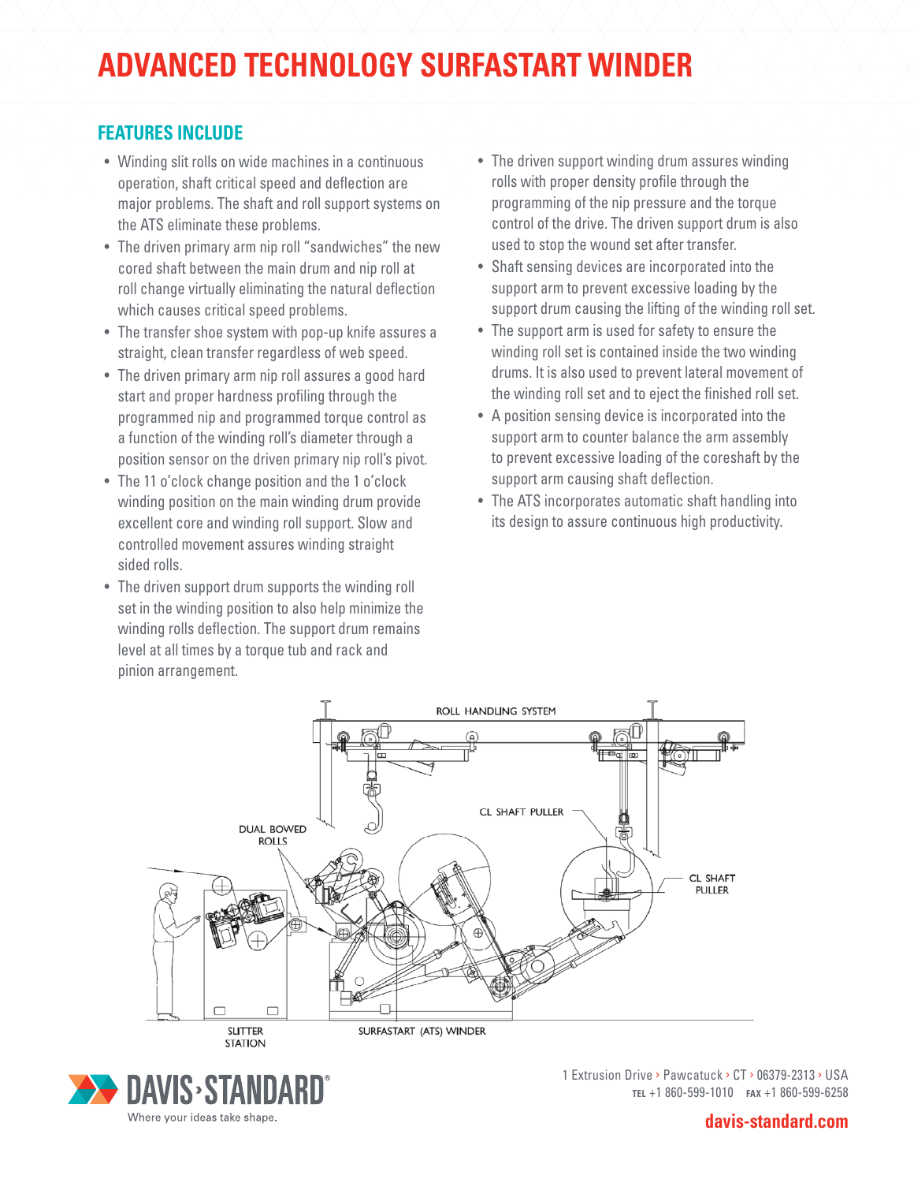# ADVANCED TECHNOLOGY SURFASTART WINDER

## FEATURES INCLUDE

- Winding slit rolls on wide machines in a continuous operation, shaft critical speed and deflection are major problems. The shaft and roll support systems on the ATS eliminate these problems.
- The driven primary arm nip roll "sandwiches" the new cored shaft between the main drum and nip roll at roll change virtually eliminating the natural deflection which causes critical speed problems.
- The transfer shoe system with pop-up knife assures a straight, clean transfer regardless of web speed.
- The driven primary arm nip roll assures a good hard start and proper hardness profiling through the programmed nip and programmed torque control as a function of the winding roll's diameter through a position sensor on the driven primary nip roll's pivot.
- The 11 o'clock change position and the 1 o'clock winding position on the main winding drum provide excellent core and winding roll support. Slow and controlled movement assures winding straight sided rolls.
- The driven support drum supports the winding roll set in the winding position to also help minimize the winding rolls deflection. The support drum remains level at all times by a torque tub and rack and pinion arrangement.
- The driven support winding drum assures winding rolls with proper density profile through the programming of the nip pressure and the torque control of the drive. The driven support drum is also used to stop the wound set after transfer.
- Shaft sensing devices are incorporated into the support arm to prevent excessive loading by the support drum causing the lifting of the winding roll set.
- The support arm is used for safety to ensure the winding roll set is contained inside the two winding drums. It is also used to prevent lateral movement of the winding roll set and to eject the finished roll set.
- A position sensing device is incorporated into the support arm to counter balance the arm assembly to prevent excessive loading of the coreshaft by the support arm causing shaft deflection.
- The ATS incorporates automatic shaft handling into its design to assure continuous high productivity.

ROLL HANDLING SYSTEM

DUAL BOWED ROLLS

CL SHAFT PULLER

CL SHAFT PULLER

SLITTER STATION

SURFASTART (ATS) WINDER

DAVIS-STANDARD®
Where your ideas take shape.

1 Extrusion Drive › Pawcatuck › CT › 06379-2313 › USA
TEL +1 860-599-1010 FAX +1 860-599-6258
davis-standard.com